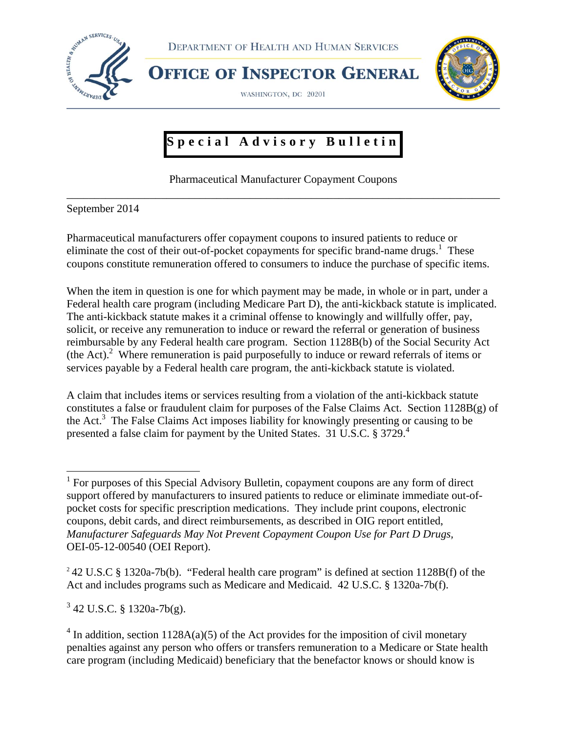DEPARTMENT OF HEALTH AND HUMAN SERVICES

# OFFICE OF INSPECTOR GENERAL

WASHINGTON, DC 20201

## Special Advisory Bulletin

Pharmaceutical Manufacturer Copayment Coupons

---

September 2014

Pharmaceutical manufacturers offer copayment coupons to insured patients to reduce or eliminate the cost of their out-of-pocket copayments for specific brand-name drugs.[1] These coupons constitute remuneration offered to consumers to induce the purchase of specific items.

When the item in question is one for which payment may be made, in whole or in part, under a Federal health care program (including Medicare Part D), the anti-kickback statute is implicated. The anti-kickback statute makes it a criminal offense to knowingly and willfully offer, pay, solicit, or receive any remuneration to induce or reward the referral or generation of business reimbursable by any Federal health care program. Section 1128B(b) of the Social Security Act (the Act).[2] Where remuneration is paid purposefully to induce or reward referrals of items or services payable by a Federal health care program, the anti-kickback statute is violated.

A claim that includes items or services resulting from a violation of the anti-kickback statute constitutes a false or fraudulent claim for purposes of the False Claims Act. Section 1128B(g) of the Act.[3] The False Claims Act imposes liability for knowingly presenting or causing to be presented a false claim for payment by the United States. 31 U.S.C. § 3729.[4]

---

[1] For purposes of this Special Advisory Bulletin, copayment coupons are any form of direct support offered by manufacturers to insured patients to reduce or eliminate immediate out-of-pocket costs for specific prescription medications. They include print coupons, electronic coupons, debit cards, and direct reimbursements, as described in OIG report entitled, *Manufacturer Safeguards May Not Prevent Copayment Coupon Use for Part D Drugs*, OEI-05-12-00540 (OEI Report).

[2] 42 U.S.C § 1320a-7b(b). "Federal health care program" is defined at section 1128B(f) of the Act and includes programs such as Medicare and Medicaid. 42 U.S.C. § 1320a-7b(f).

[3] 42 U.S.C. § 1320a-7b(g).

[4] In addition, section 1128A(a)(5) of the Act provides for the imposition of civil monetary penalties against any person who offers or transfers remuneration to a Medicare or State health care program (including Medicaid) beneficiary that the benefactor knows or should know is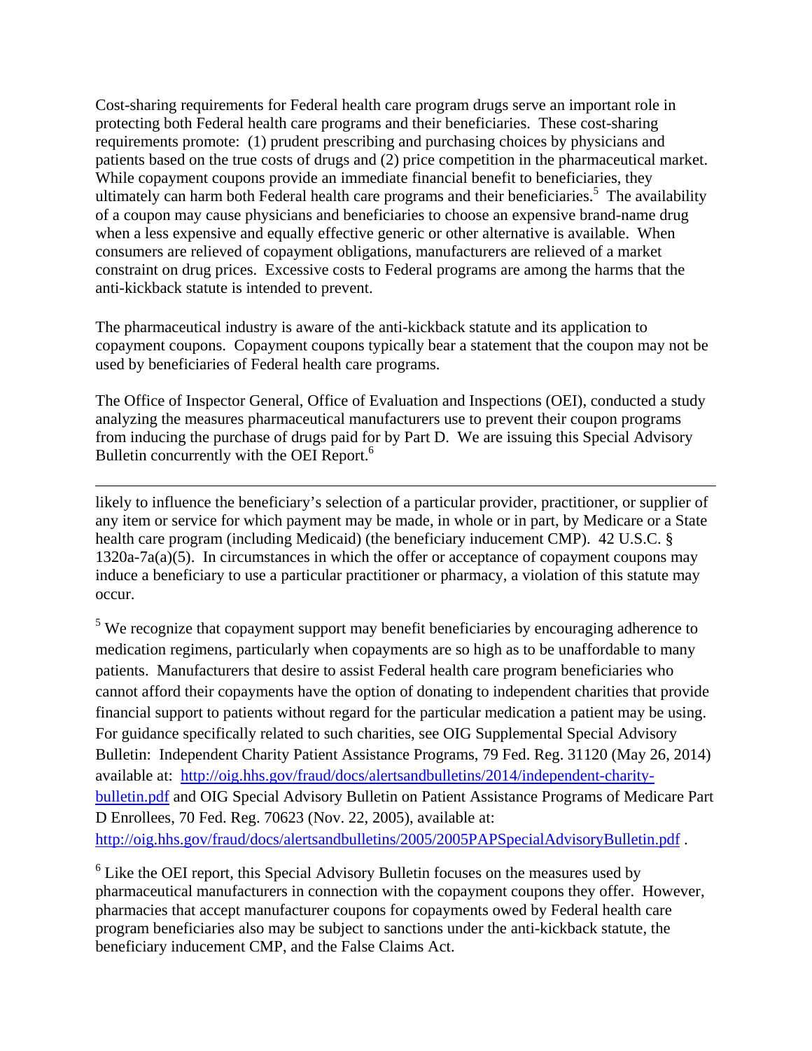Cost-sharing requirements for Federal health care program drugs serve an important role in protecting both Federal health care programs and their beneficiaries. These cost-sharing requirements promote: (1) prudent prescribing and purchasing choices by physicians and patients based on the true costs of drugs and (2) price competition in the pharmaceutical market. While copayment coupons provide an immediate financial benefit to beneficiaries, they ultimately can harm both Federal health care programs and their beneficiaries.[5] The availability of a coupon may cause physicians and beneficiaries to choose an expensive brand-name drug when a less expensive and equally effective generic or other alternative is available. When consumers are relieved of copayment obligations, manufacturers are relieved of a market constraint on drug prices. Excessive costs to Federal programs are among the harms that the anti-kickback statute is intended to prevent.

The pharmaceutical industry is aware of the anti-kickback statute and its application to copayment coupons. Copayment coupons typically bear a statement that the coupon may not be used by beneficiaries of Federal health care programs.

The Office of Inspector General, Office of Evaluation and Inspections (OEI), conducted a study analyzing the measures pharmaceutical manufacturers use to prevent their coupon programs from inducing the purchase of drugs paid for by Part D. We are issuing this Special Advisory Bulletin concurrently with the OEI Report.[6]

---

likely to influence the beneficiary's selection of a particular provider, practitioner, or supplier of any item or service for which payment may be made, in whole or in part, by Medicare or a State health care program (including Medicaid) (the beneficiary inducement CMP). 42 U.S.C. § 1320a-7a(a)(5). In circumstances in which the offer or acceptance of copayment coupons may induce a beneficiary to use a particular practitioner or pharmacy, a violation of this statute may occur.

[5] We recognize that copayment support may benefit beneficiaries by encouraging adherence to medication regimens, particularly when copayments are so high as to be unaffordable to many patients. Manufacturers that desire to assist Federal health care program beneficiaries who cannot afford their copayments have the option of donating to independent charities that provide financial support to patients without regard for the particular medication a patient may be using. For guidance specifically related to such charities, see OIG Supplemental Special Advisory Bulletin: Independent Charity Patient Assistance Programs, 79 Fed. Reg. 31120 (May 26, 2014) available at: http://oig.hhs.gov/fraud/docs/alertsandbulletins/2014/independent-charity-bulletin.pdf and OIG Special Advisory Bulletin on Patient Assistance Programs of Medicare Part D Enrollees, 70 Fed. Reg. 70623 (Nov. 22, 2005), available at: http://oig.hhs.gov/fraud/docs/alertsandbulletins/2005/2005PAPSpecialAdvisoryBulletin.pdf .

[6] Like the OEI report, this Special Advisory Bulletin focuses on the measures used by pharmaceutical manufacturers in connection with the copayment coupons they offer. However, pharmacies that accept manufacturer coupons for copayments owed by Federal health care program beneficiaries also may be subject to sanctions under the anti-kickback statute, the beneficiary inducement CMP, and the False Claims Act.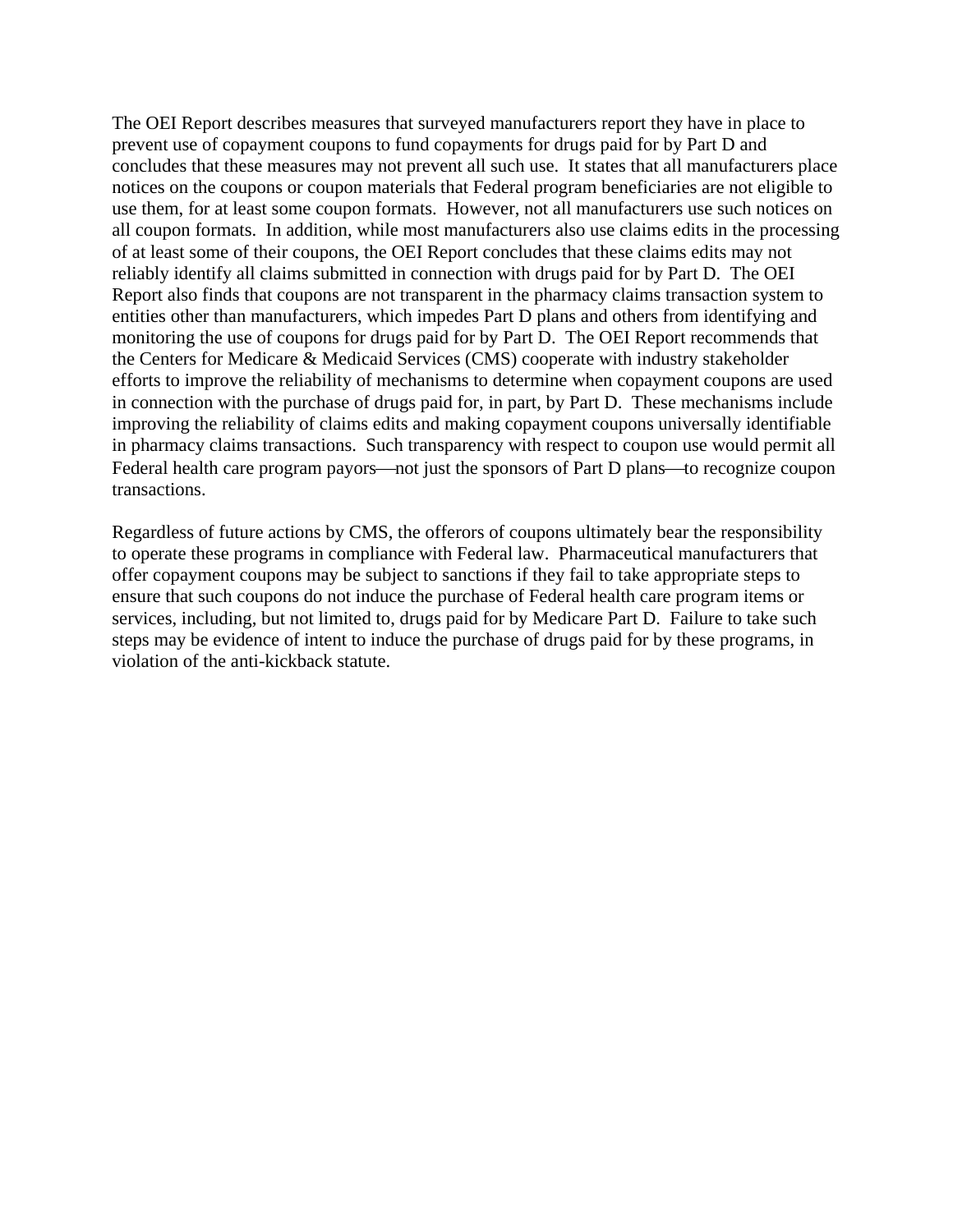The OEI Report describes measures that surveyed manufacturers report they have in place to prevent use of copayment coupons to fund copayments for drugs paid for by Part D and concludes that these measures may not prevent all such use. It states that all manufacturers place notices on the coupons or coupon materials that Federal program beneficiaries are not eligible to use them, for at least some coupon formats. However, not all manufacturers use such notices on all coupon formats. In addition, while most manufacturers also use claims edits in the processing of at least some of their coupons, the OEI Report concludes that these claims edits may not reliably identify all claims submitted in connection with drugs paid for by Part D. The OEI Report also finds that coupons are not transparent in the pharmacy claims transaction system to entities other than manufacturers, which impedes Part D plans and others from identifying and monitoring the use of coupons for drugs paid for by Part D. The OEI Report recommends that the Centers for Medicare & Medicaid Services (CMS) cooperate with industry stakeholder efforts to improve the reliability of mechanisms to determine when copayment coupons are used in connection with the purchase of drugs paid for, in part, by Part D. These mechanisms include improving the reliability of claims edits and making copayment coupons universally identifiable in pharmacy claims transactions. Such transparency with respect to coupon use would permit all Federal health care program payors—not just the sponsors of Part D plans—to recognize coupon transactions.

Regardless of future actions by CMS, the offerors of coupons ultimately bear the responsibility to operate these programs in compliance with Federal law. Pharmaceutical manufacturers that offer copayment coupons may be subject to sanctions if they fail to take appropriate steps to ensure that such coupons do not induce the purchase of Federal health care program items or services, including, but not limited to, drugs paid for by Medicare Part D. Failure to take such steps may be evidence of intent to induce the purchase of drugs paid for by these programs, in violation of the anti-kickback statute.